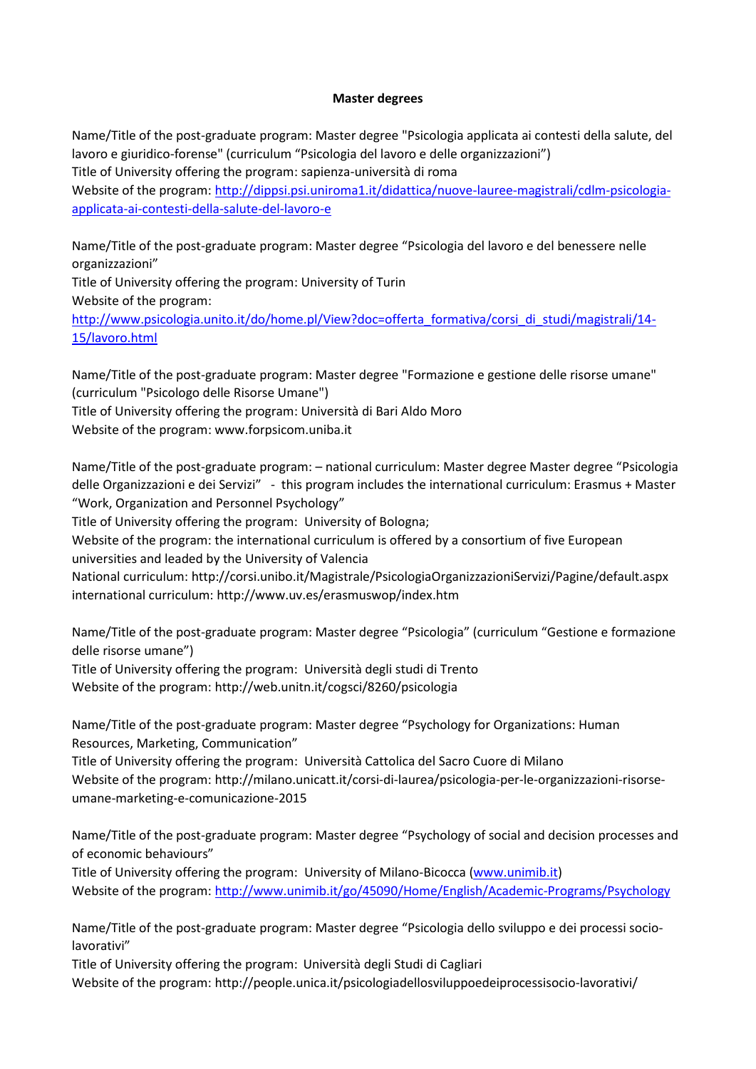**Master degrees**

Name/Title of the post-graduate program: Master degree "Psicologia applicata ai contesti della salute, del lavoro e giuridico-forense" (curriculum "Psicologia del lavoro e delle organizzazioni")
Title of University offering the program: sapienza-università di roma
Website of the program: [http://dippsi.psi.uniroma1.it/didattica/nuove-lauree-magistrali/cdlm-psicologia-applicata-ai-contesti-della-salute-del-lavoro-e](http://dippsi.psi.uniroma1.it/didattica/nuove-lauree-magistrali/cdlm-psicologia-applicata-ai-contesti-della-salute-del-lavoro-e)

Name/Title of the post-graduate program: Master degree "Psicologia del lavoro e del benessere nelle organizzazioni"
Title of University offering the program: University of Turin
Website of the program:
[http://www.psicologia.unito.it/do/home.pl/View?doc=offerta_formativa/corsi_di_studi/magistrali/14-15/lavoro.html](http://www.psicologia.unito.it/do/home.pl/View?doc=offerta_formativa/corsi_di_studi/magistrali/14-15/lavoro.html)

Name/Title of the post-graduate program: Master degree "Formazione e gestione delle risorse umane" (curriculum "Psicologo delle Risorse Umane")
Title of University offering the program: Università di Bari Aldo Moro
Website of the program: www.forpsicom.uniba.it

Name/Title of the post-graduate program: – national curriculum: Master degree Master degree "Psicologia delle Organizzazioni e dei Servizi" - this program includes the international curriculum: Erasmus + Master "Work, Organization and Personnel Psychology"
Title of University offering the program: University of Bologna;
Website of the program: the international curriculum is offered by a consortium of five European universities and leaded by the University of Valencia
National curriculum: http://corsi.unibo.it/Magistrale/PsicologiaOrganizzazioniServizi/Pagine/default.aspx
international curriculum: http://www.uv.es/erasmuswop/index.htm

Name/Title of the post-graduate program: Master degree "Psicologia" (curriculum "Gestione e formazione delle risorse umane")
Title of University offering the program: Università degli studi di Trento
Website of the program: http://web.unitn.it/cogsci/8260/psicologia

Name/Title of the post-graduate program: Master degree "Psychology for Organizations: Human Resources, Marketing, Communication"
Title of University offering the program: Università Cattolica del Sacro Cuore di Milano
Website of the program: http://milano.unicatt.it/corsi-di-laurea/psicologia-per-le-organizzazioni-risorse-umane-marketing-e-comunicazione-2015

Name/Title of the post-graduate program: Master degree "Psychology of social and decision processes and of economic behaviours"
Title of University offering the program: University of Milano-Bicocca ([www.unimib.it](http://www.unimib.it))
Website of the program: [http://www.unimib.it/go/45090/Home/English/Academic-Programs/Psychology](http://www.unimib.it/go/45090/Home/English/Academic-Programs/Psychology)

Name/Title of the post-graduate program: Master degree "Psicologia dello sviluppo e dei processi socio-lavorativi"
Title of University offering the program: Università degli Studi di Cagliari
Website of the program: http://people.unica.it/psicologiadellosviluppoedeiprocessisocio-lavorativi/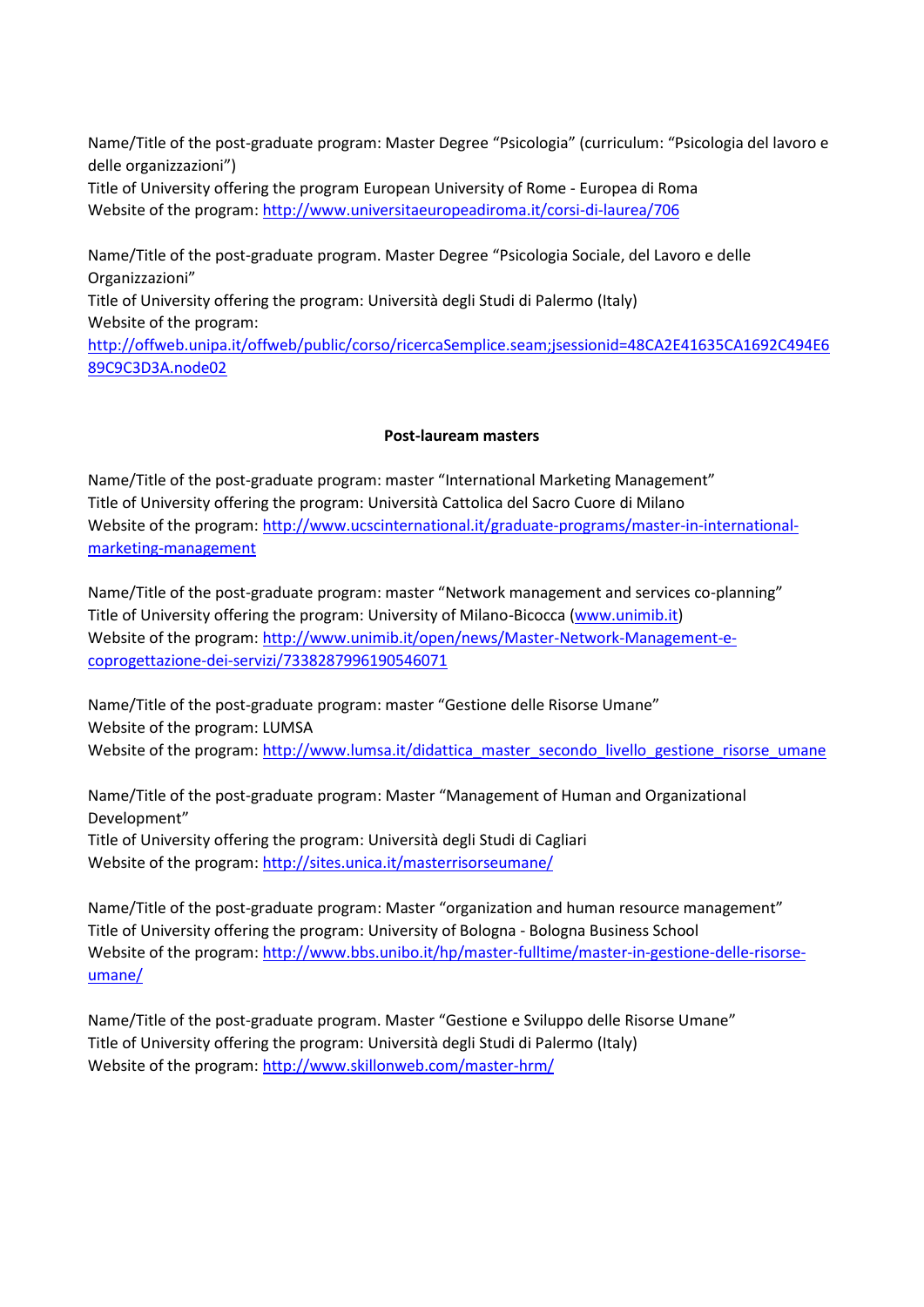Name/Title of the post-graduate program: Master Degree “Psicologia” (curriculum: “Psicologia del lavoro e delle organizzazioni”)
Title of University offering the program European University of Rome - Europea di Roma
Website of the program: http://www.universitaeuropeadiroma.it/corsi-di-laurea/706

Name/Title of the post-graduate program. Master Degree “Psicologia Sociale, del Lavoro e delle Organizzazioni”
Title of University offering the program: Università degli Studi di Palermo (Italy)
Website of the program: http://offweb.unipa.it/offweb/public/corso/ricercaSemplice.seam;jsessionid=48CA2E41635CA1692C494E689C9C3D3A.node02

**Post-lauream masters**

Name/Title of the post-graduate program: master “International Marketing Management”
Title of University offering the program: Università Cattolica del Sacro Cuore di Milano
Website of the program: http://www.ucscinternational.it/graduate-programs/master-in-international-marketing-management

Name/Title of the post-graduate program: master “Network management and services co-planning”
Title of University offering the program: University of Milano-Bicocca (www.unimib.it)
Website of the program: http://www.unimib.it/open/news/Master-Network-Management-e-coprogettazione-dei-servizi/7338287996190546071

Name/Title of the post-graduate program: master “Gestione delle Risorse Umane”
Website of the program: LUMSA
Website of the program: http://www.lumsa.it/didattica_master_secondo_livello_gestione_risorse_umane

Name/Title of the post-graduate program: Master “Management of Human and Organizational Development”
Title of University offering the program: Università degli Studi di Cagliari
Website of the program: http://sites.unica.it/masterrisorseumane/

Name/Title of the post-graduate program: Master “organization and human resource management”
Title of University offering the program: University of Bologna - Bologna Business School
Website of the program: http://www.bbs.unibo.it/hp/master-fulltime/master-in-gestione-delle-risorse-umane/

Name/Title of the post-graduate program. Master “Gestione e Sviluppo delle Risorse Umane”
Title of University offering the program: Università degli Studi di Palermo (Italy)
Website of the program: http://www.skillonweb.com/master-hrm/